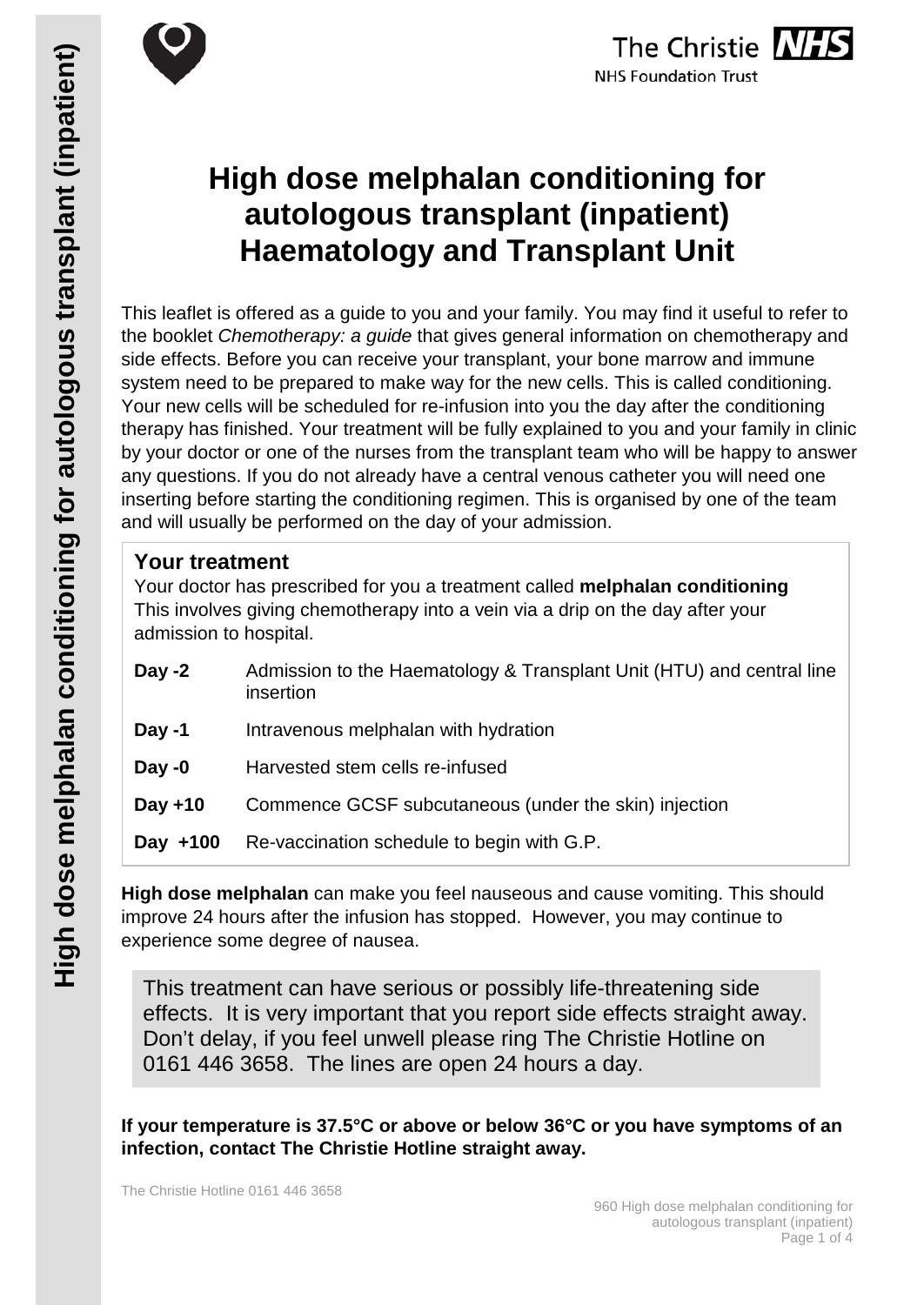# High dose melphalan conditioning for autologous transplant (inpatient) Haematology and Transplant Unit

This leaflet is offered as a guide to you and your family. You may find it useful to refer to the booklet *Chemotherapy: a guide* that gives general information on chemotherapy and side effects. Before you can receive your transplant, your bone marrow and immune system need to be prepared to make way for the new cells. This is called conditioning. Your new cells will be scheduled for re-infusion into you the day after the conditioning therapy has finished. Your treatment will be fully explained to you and your family in clinic by your doctor or one of the nurses from the transplant team who will be happy to answer any questions. If you do not already have a central venous catheter you will need one inserting before starting the conditioning regimen. This is organised by one of the team and will usually be performed on the day of your admission.

## Your treatment

Your doctor has prescribed for you a treatment called **melphalan conditioning** This involves giving chemotherapy into a vein via a drip on the day after your admission to hospital.

| | |
|---|---|
| **Day -2** | Admission to the Haematology & Transplant Unit (HTU) and central line insertion |
| **Day -1** | Intravenous melphalan with hydration |
| **Day -0** | Harvested stem cells re-infused |
| **Day +10** | Commence GCSF subcutaneous (under the skin) injection |
| **Day +100** | Re-vaccination schedule to begin with G.P. |

**High dose melphalan** can make you feel nauseous and cause vomiting. This should improve 24 hours after the infusion has stopped. However, you may continue to experience some degree of nausea.

This treatment can have serious or possibly life-threatening side effects. It is very important that you report side effects straight away. Don't delay, if you feel unwell please ring The Christie Hotline on 0161 446 3658. The lines are open 24 hours a day.

**If your temperature is 37.5°C or above or below 36°C or you have symptoms of an infection, contact The Christie Hotline straight away.**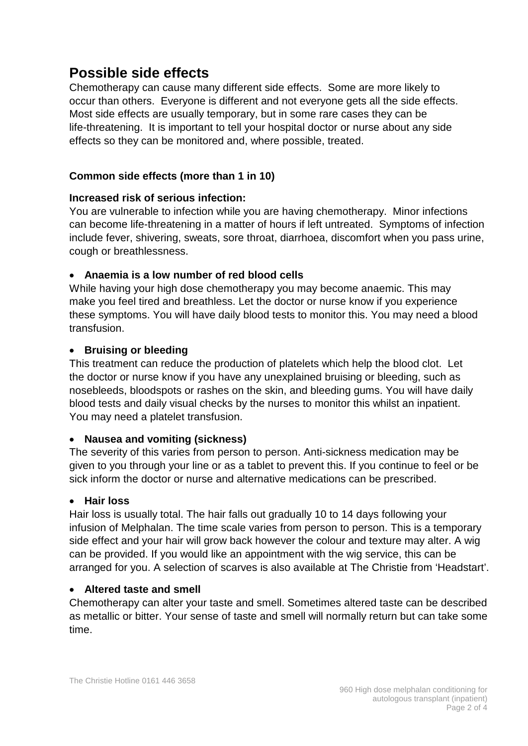## Possible side effects

Chemotherapy can cause many different side effects. Some are more likely to occur than others. Everyone is different and not everyone gets all the side effects. Most side effects are usually temporary, but in some rare cases they can be life-threatening. It is important to tell your hospital doctor or nurse about any side effects so they can be monitored and, where possible, treated.

### Common side effects (more than 1 in 10)

**Increased risk of serious infection:**

You are vulnerable to infection while you are having chemotherapy. Minor infections can become life-threatening in a matter of hours if left untreated. Symptoms of infection include fever, shivering, sweats, sore throat, diarrhoea, discomfort when you pass urine, cough or breathlessness.

- **Anaemia is a low number of red blood cells**

While having your high dose chemotherapy you may become anaemic. This may make you feel tired and breathless. Let the doctor or nurse know if you experience these symptoms. You will have daily blood tests to monitor this. You may need a blood transfusion.

- **Bruising or bleeding**

This treatment can reduce the production of platelets which help the blood clot. Let the doctor or nurse know if you have any unexplained bruising or bleeding, such as nosebleeds, bloodspots or rashes on the skin, and bleeding gums. You will have daily blood tests and daily visual checks by the nurses to monitor this whilst an inpatient. You may need a platelet transfusion.

- **Nausea and vomiting (sickness)**

The severity of this varies from person to person. Anti-sickness medication may be given to you through your line or as a tablet to prevent this. If you continue to feel or be sick inform the doctor or nurse and alternative medications can be prescribed.

- **Hair loss**

Hair loss is usually total. The hair falls out gradually 10 to 14 days following your infusion of Melphalan. The time scale varies from person to person. This is a temporary side effect and your hair will grow back however the colour and texture may alter. A wig can be provided. If you would like an appointment with the wig service, this can be arranged for you. A selection of scarves is also available at The Christie from 'Headstart'.

- **Altered taste and smell**

Chemotherapy can alter your taste and smell. Sometimes altered taste can be described as metallic or bitter. Your sense of taste and smell will normally return but can take some time.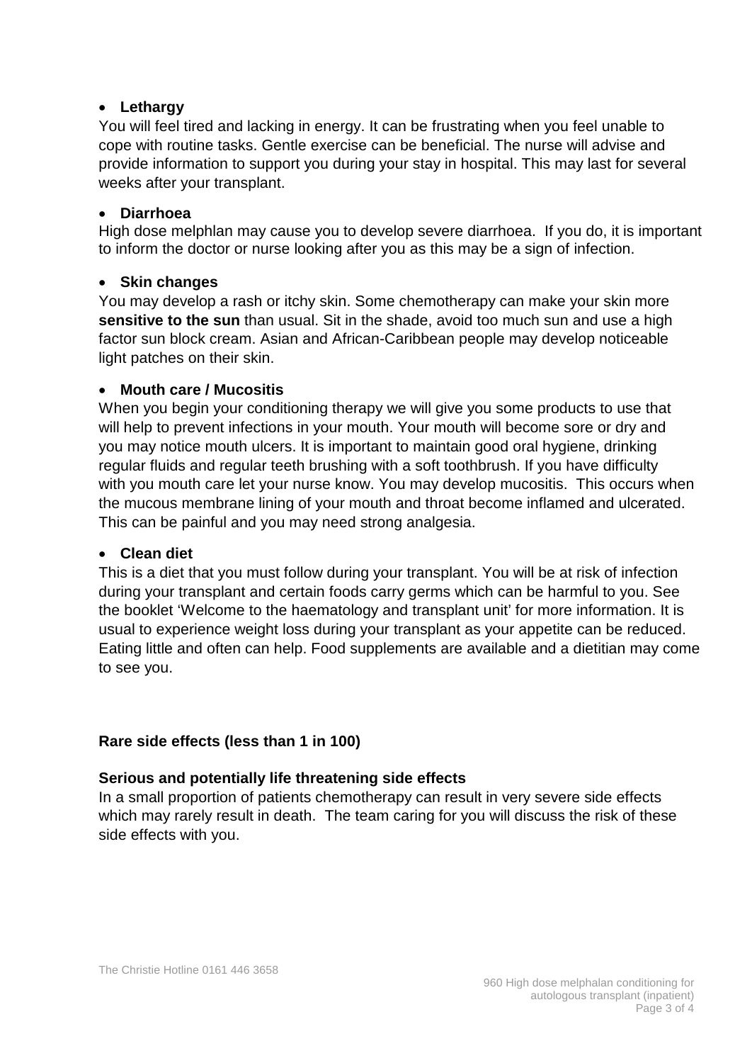- **Lethargy**

You will feel tired and lacking in energy. It can be frustrating when you feel unable to cope with routine tasks. Gentle exercise can be beneficial. The nurse will advise and provide information to support you during your stay in hospital. This may last for several weeks after your transplant.

- **Diarrhoea**

High dose melphlan may cause you to develop severe diarrhoea. If you do, it is important to inform the doctor or nurse looking after you as this may be a sign of infection.

- **Skin changes**

You may develop a rash or itchy skin. Some chemotherapy can make your skin more **sensitive to the sun** than usual. Sit in the shade, avoid too much sun and use a high factor sun block cream. Asian and African-Caribbean people may develop noticeable light patches on their skin.

- **Mouth care / Mucositis**

When you begin your conditioning therapy we will give you some products to use that will help to prevent infections in your mouth. Your mouth will become sore or dry and you may notice mouth ulcers. It is important to maintain good oral hygiene, drinking regular fluids and regular teeth brushing with a soft toothbrush. If you have difficulty with you mouth care let your nurse know. You may develop mucositis. This occurs when the mucous membrane lining of your mouth and throat become inflamed and ulcerated. This can be painful and you may need strong analgesia.

- **Clean diet**

This is a diet that you must follow during your transplant. You will be at risk of infection during your transplant and certain foods carry germs which can be harmful to you. See the booklet 'Welcome to the haematology and transplant unit' for more information. It is usual to experience weight loss during your transplant as your appetite can be reduced. Eating little and often can help. Food supplements are available and a dietitian may come to see you.

**Rare side effects (less than 1 in 100)**

**Serious and potentially life threatening side effects**

In a small proportion of patients chemotherapy can result in very severe side effects which may rarely result in death. The team caring for you will discuss the risk of these side effects with you.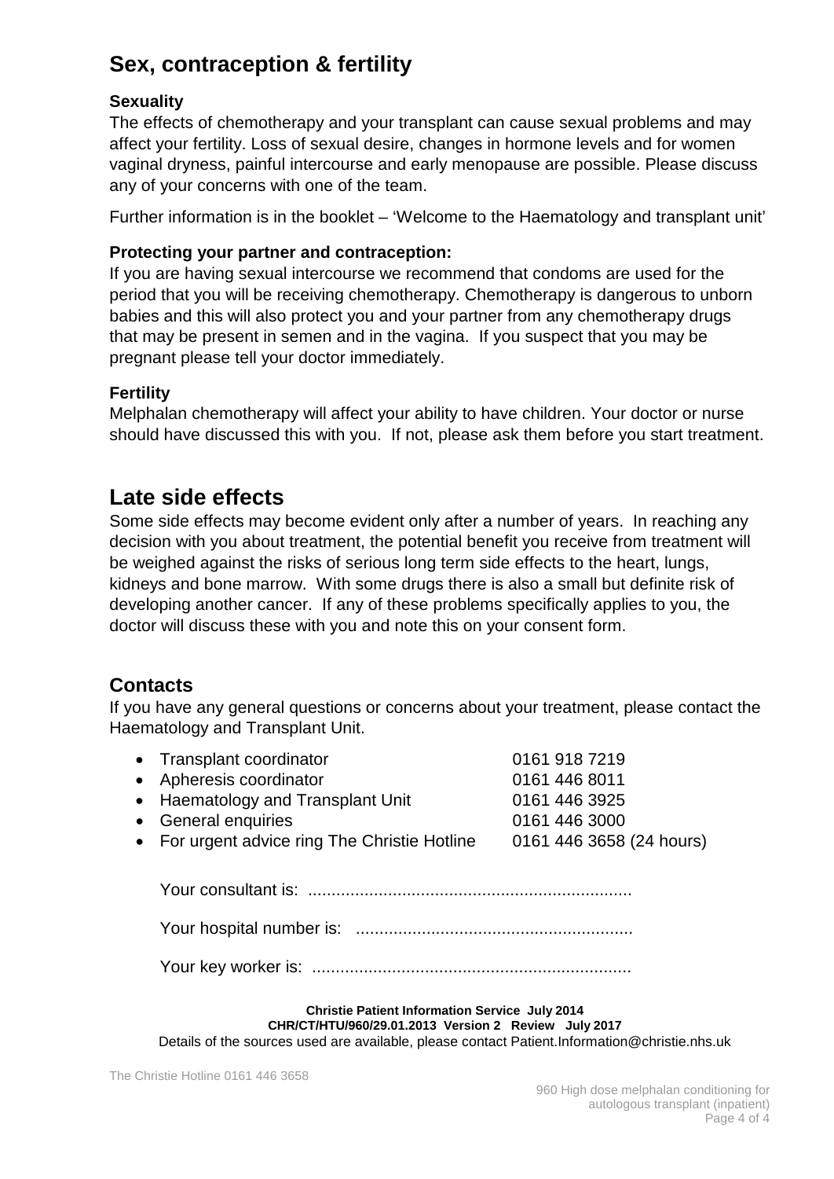# Sex, contraception & fertility

### Sexuality

The effects of chemotherapy and your transplant can cause sexual problems and may affect your fertility. Loss of sexual desire, changes in hormone levels and for women vaginal dryness, painful intercourse and early menopause are possible. Please discuss any of your concerns with one of the team.

Further information is in the booklet – 'Welcome to the Haematology and transplant unit'

### Protecting your partner and contraception:

If you are having sexual intercourse we recommend that condoms are used for the period that you will be receiving chemotherapy. Chemotherapy is dangerous to unborn babies and this will also protect you and your partner from any chemotherapy drugs that may be present in semen and in the vagina. If you suspect that you may be pregnant please tell your doctor immediately.

### Fertility

Melphalan chemotherapy will affect your ability to have children. Your doctor or nurse should have discussed this with you. If not, please ask them before you start treatment.

# Late side effects

Some side effects may become evident only after a number of years. In reaching any decision with you about treatment, the potential benefit you receive from treatment will be weighed against the risks of serious long term side effects to the heart, lungs, kidneys and bone marrow. With some drugs there is also a small but definite risk of developing another cancer. If any of these problems specifically applies to you, the doctor will discuss these with you and note this on your consent form.

## Contacts

If you have any general questions or concerns about your treatment, please contact the Haematology and Transplant Unit.

- Transplant coordinator 0161 918 7219
- Apheresis coordinator 0161 446 8011
- Haematology and Transplant Unit 0161 446 3925
- General enquiries 0161 446 3000
- For urgent advice ring The Christie Hotline 0161 446 3658 (24 hours)

Your consultant is: ....................................................................

Your hospital number is: ..........................................................

Your key worker is: ...................................................................

**Christie Patient Information Service July 2014**
**CHR/CT/HTU/960/29.01.2013 Version 2 Review July 2017**
Details of the sources used are available, please contact Patient.Information@christie.nhs.uk